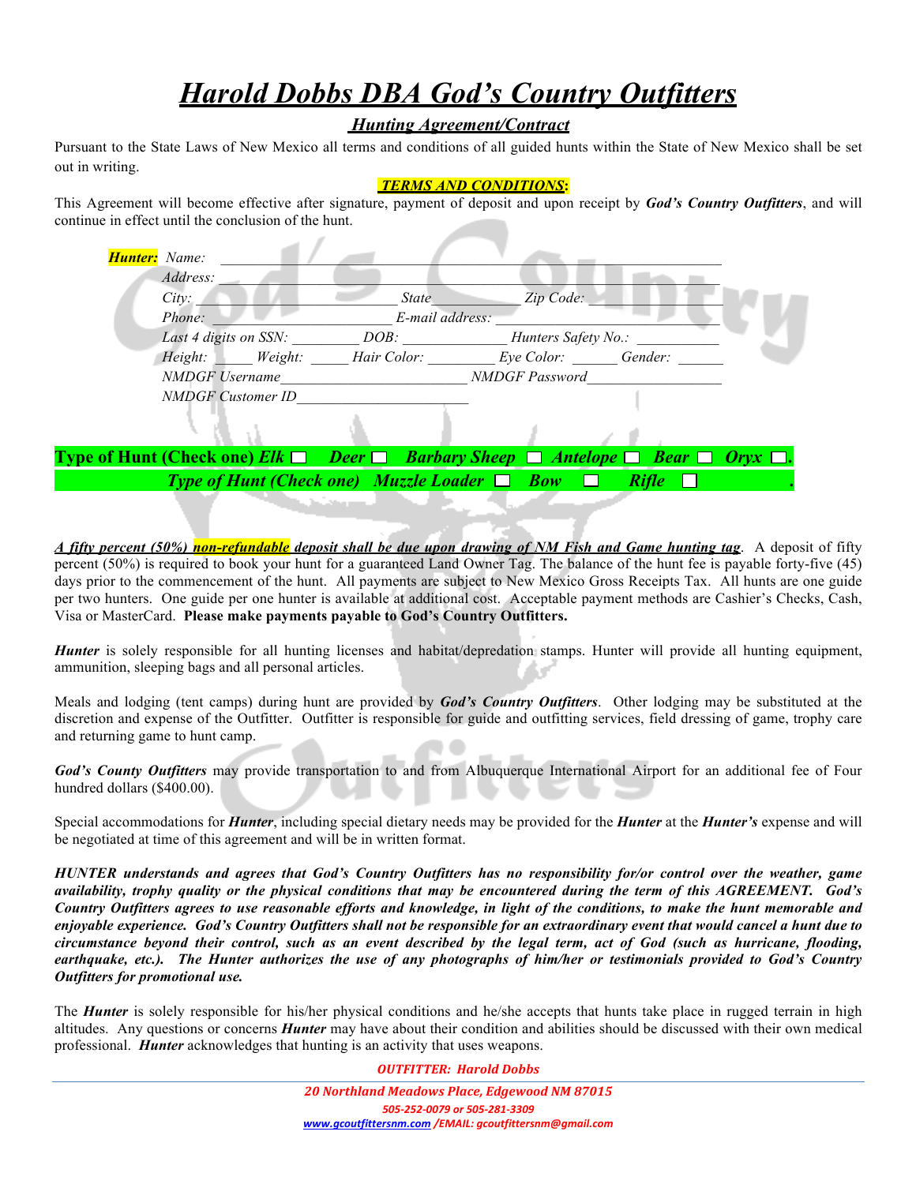# *Harold Dobbs DBA God's Country Outfitters*

## *Hunting Agreement/Contract*

Pursuant to the State Laws of New Mexico all terms and conditions of all guided hunts within the State of New Mexico shall be set out in writing.

***TERMS AND CONDITIONS*:**

This Agreement will become effective after signature, payment of deposit and upon receipt by ***God's Country Outfitters***, and will continue in effect until the conclusion of the hunt.

***Hunter:*** *Name:* ________________________________________________

*Address:* ________________________________________________

*City:* ______________________ *State* ___________ *Zip Code:* ______________

*Phone:* ______________________ *E-mail address:* ______________________

*Last 4 digits on SSN:* ________ *DOB:* ____________ *Hunters Safety No.:* ___________

*Height:* _____ *Weight:* _____ *Hair Color:* ________ *Eye Color:* ______ *Gender:* ______

*NMDGF Username* ______________________ *NMDGF Password* ________________

*NMDGF Customer ID* ______________________

**Type of Hunt (Check one)** ***Elk*** ☐ ***Deer*** ☐ ***Barbary Sheep*** ☐ ***Antelope*** ☐ ***Bear*** ☐ ***Oryx*** ☐.

***Type of Hunt (Check one) Muzzle Loader*** ☐ ***Bow*** ☐ ***Rifle*** ☐ .

***A fifty percent (50%) non-refundable deposit shall be due upon drawing of NM Fish and Game hunting tag***. A deposit of fifty percent (50%) is required to book your hunt for a guaranteed Land Owner Tag. The balance of the hunt fee is payable forty-five (45) days prior to the commencement of the hunt. All payments are subject to New Mexico Gross Receipts Tax. All hunts are one guide per two hunters. One guide per one hunter is available at additional cost. Acceptable payment methods are Cashier's Checks, Cash, Visa or MasterCard. **Please make payments payable to God's Country Outfitters.**

***Hunter*** is solely responsible for all hunting licenses and habitat/depredation stamps. Hunter will provide all hunting equipment, ammunition, sleeping bags and all personal articles.

Meals and lodging (tent camps) during hunt are provided by ***God's Country Outfitters***. Other lodging may be substituted at the discretion and expense of the Outfitter. Outfitter is responsible for guide and outfitting services, field dressing of game, trophy care and returning game to hunt camp.

***God's County Outfitters*** may provide transportation to and from Albuquerque International Airport for an additional fee of Four hundred dollars ($400.00).

Special accommodations for ***Hunter***, including special dietary needs may be provided for the ***Hunter*** at the ***Hunter's*** expense and will be negotiated at time of this agreement and will be in written format.

***HUNTER understands and agrees that God's Country Outfitters has no responsibility for/or control over the weather, game availability, trophy quality or the physical conditions that may be encountered during the term of this AGREEMENT. God's Country Outfitters agrees to use reasonable efforts and knowledge, in light of the conditions, to make the hunt memorable and enjoyable experience. God's Country Outfitters shall not be responsible for an extraordinary event that would cancel a hunt due to circumstance beyond their control, such as an event described by the legal term, act of God (such as hurricane, flooding, earthquake, etc.). The Hunter authorizes the use of any photographs of him/her or testimonials provided to God's Country Outfitters for promotional use.***

The ***Hunter*** is solely responsible for his/her physical conditions and he/she accepts that hunts take place in rugged terrain in high altitudes. Any questions or concerns ***Hunter*** may have about their condition and abilities should be discussed with their own medical professional. ***Hunter*** acknowledges that hunting is an activity that uses weapons.

***OUTFITTER: Harold Dobbs***

***20 Northland Meadows Place, Edgewood NM 87015***

***505-252-0079 or 505-281-3309***

***www.gcoutfittersnm.com /EMAIL: gcoutfittersnm@gmail.com***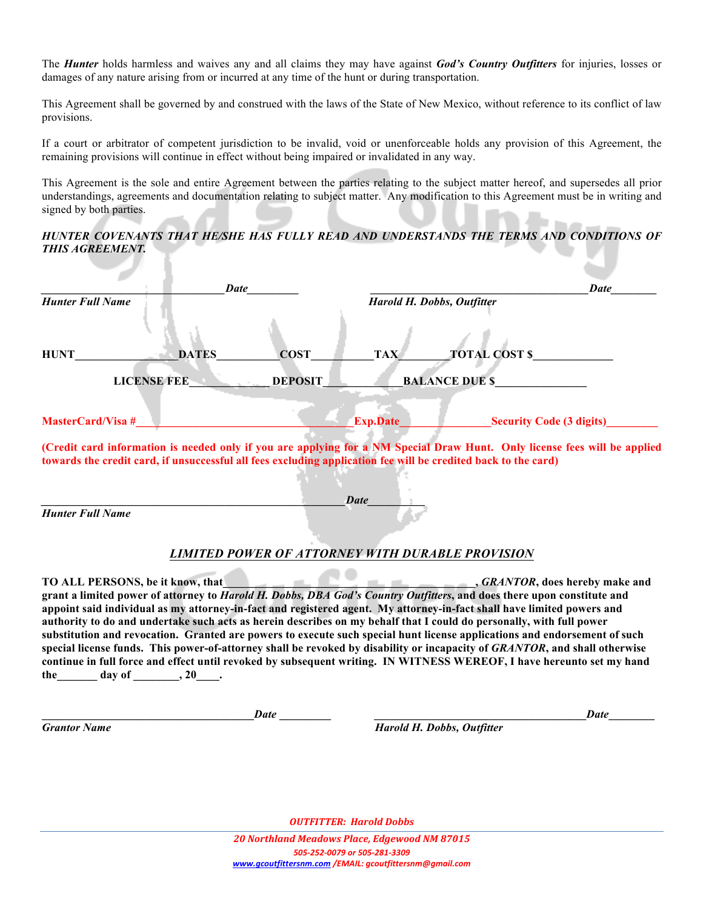The ***Hunter*** holds harmless and waives any and all claims they may have against ***God's Country Outfitters*** for injuries, losses or damages of any nature arising from or incurred at any time of the hunt or during transportation.

This Agreement shall be governed by and construed with the laws of the State of New Mexico, without reference to its conflict of law provisions.

If a court or arbitrator of competent jurisdiction to be invalid, void or unenforceable holds any provision of this Agreement, the remaining provisions will continue in effect without being impaired or invalidated in any way.

This Agreement is the sole and entire Agreement between the parties relating to the subject matter hereof, and supersedes all prior understandings, agreements and documentation relating to subject matter. Any modification to this Agreement must be in writing and signed by both parties.

***HUNTER COVENANTS THAT HE/SHE HAS FULLY READ AND UNDERSTANDS THE TERMS AND CONDITIONS OF THIS AGREEMENT.***

______________________________***Date***_________ ____________________________________***Date***________
***Hunter Full Name*** ***Harold H. Dobbs, Outfitter***

**HUNT**_______________**DATES**__________**COST**__________**TAX**________**TOTAL COST $**_____________

**LICENSE FEE**_____________**DEPOSIT**____________**BALANCE DUE $**_______________

**MasterCard/Visa #**____________________________________**Exp.Date**_______________**Security Code (3 digits)**_________

**(Credit card information is needed only if you are applying for a NM Special Draw Hunt. Only license fees will be applied towards the credit card, if unsuccessful all fees excluding application fee will be credited back to the card)**

__________________________________________________***Date***__________
***Hunter Full Name***

## ***LIMITED POWER OF ATTORNEY WITH DURABLE PROVISION***

**TO ALL PERSONS, be it know, that__________________________________________, *GRANTOR*, does hereby make and grant a limited power of attorney to *Harold H. Dobbs, DBA God's Country Outfitters*, and does there upon constitute and appoint said individual as my attorney-in-fact and registered agent. My attorney-in-fact shall have limited powers and authority to do and undertake such acts as herein describes on my behalf that I could do personally, with full power substitution and revocation. Granted are powers to execute such special hunt license applications and endorsement of such special license funds. This power-of-attorney shall be revoked by disability or incapacity of *GRANTOR*, and shall otherwise continue in full force and effect until revoked by subsequent writing. IN WITNESS WEREOF, I have hereunto set my hand the_______ day of ________, 20____.**

___________________________________***Date*** _________ __________________________________***Date***________
***Grantor Name*** ***Harold H. Dobbs, Outfitter***

***OUTFITTER: Harold Dobbs***

***20 Northland Meadows Place, Edgewood NM 87015***

***505-252-0079 or 505-281-3309***

***www.gcoutfittersnm.com /EMAIL: gcoutfittersnm@gmail.com***